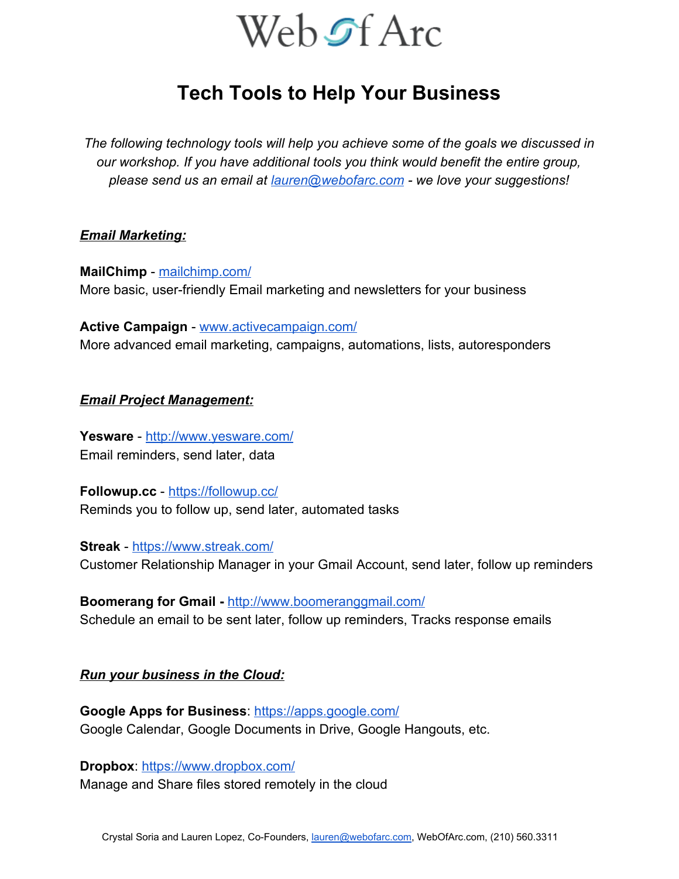Web Of Arc

# Tech Tools to Help Your Business

*The following technology tools will help you achieve some of the goals we discussed in our workshop. If you have additional tools you think would benefit the entire group, please send us an email at [lauren@webofarc.com](mailto:lauren@webofarc.com) - we love your suggestions!*

## ***Email Marketing:***

**MailChimp** - [mailchimp.com/](mailchimp.com/)
More basic, user-friendly Email marketing and newsletters for your business

**Active Campaign** - [www.activecampaign.com/](www.activecampaign.com/)
More advanced email marketing, campaigns, automations, lists, autoresponders

## ***Email Project Management:***

**Yesware** - [http://www.yesware.com/](http://www.yesware.com/)
Email reminders, send later, data

**Followup.cc** - [https://followup.cc/](https://followup.cc/)
Reminds you to follow up, send later, automated tasks

**Streak** - [https://www.streak.com/](https://www.streak.com/)
Customer Relationship Manager in your Gmail Account, send later, follow up reminders

**Boomerang for Gmail -** [http://www.boomeranggmail.com/](http://www.boomeranggmail.com/)
Schedule an email to be sent later, follow up reminders, Tracks response emails

## ***Run your business in the Cloud:***

**Google Apps for Business**: [https://apps.google.com/](https://apps.google.com/)
Google Calendar, Google Documents in Drive, Google Hangouts, etc.

**Dropbox**: [https://www.dropbox.com/](https://www.dropbox.com/)
Manage and Share files stored remotely in the cloud

Crystal Soria and Lauren Lopez, Co-Founders, [lauren@webofarc.com](mailto:lauren@webofarc.com), WebOfArc.com, (210) 560.3311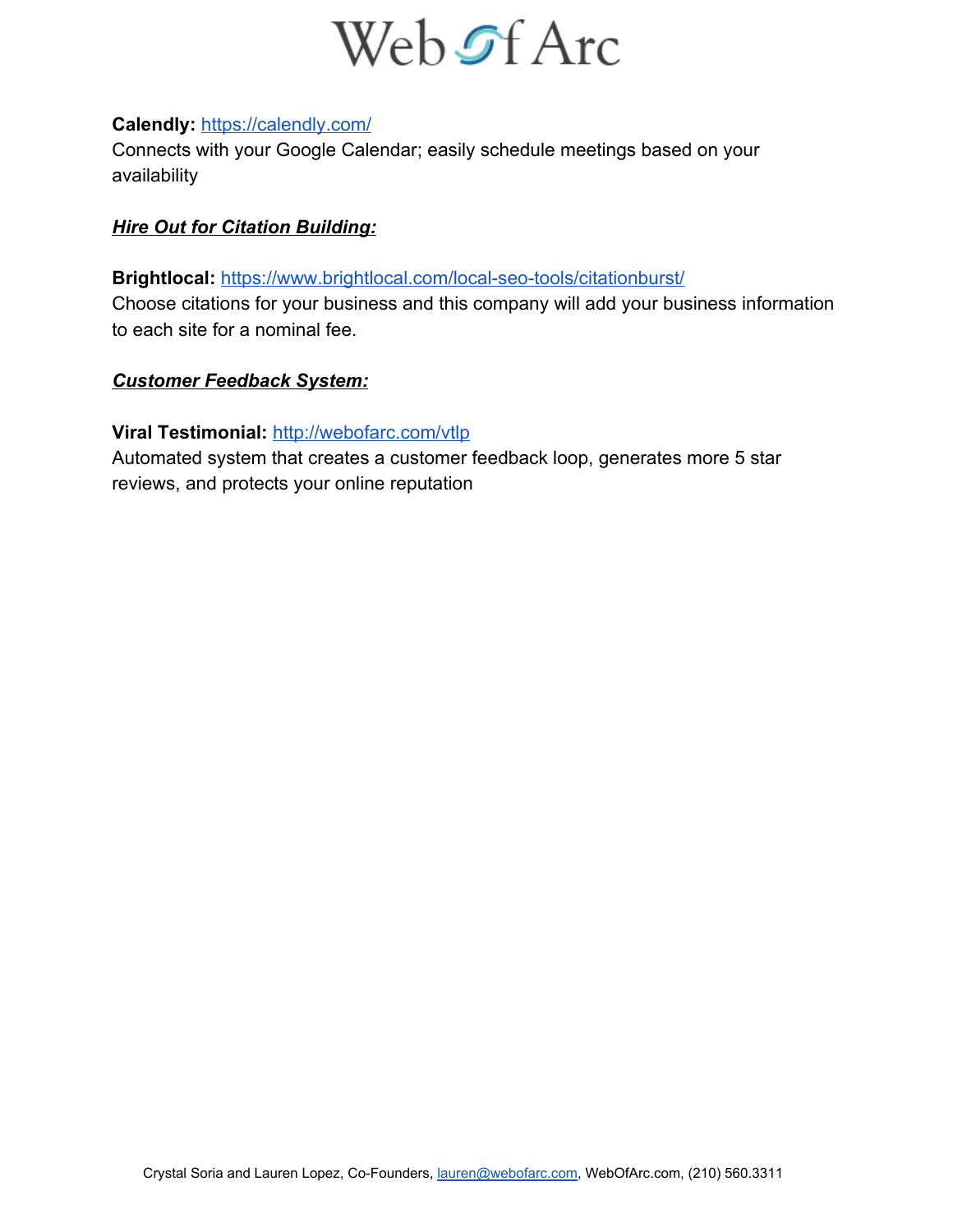**Calendly:** [https://calendly.com/](https://calendly.com/)
Connects with your Google Calendar; easily schedule meetings based on your availability

***Hire Out for Citation Building:***

**Brightlocal:** [https://www.brightlocal.com/local-seo-tools/citationburst/](https://www.brightlocal.com/local-seo-tools/citationburst/)
Choose citations for your business and this company will add your business information to each site for a nominal fee.

***Customer Feedback System:***

**Viral Testimonial:** [http://webofarc.com/vtlp](http://webofarc.com/vtlp)
Automated system that creates a customer feedback loop, generates more 5 star reviews, and protects your online reputation